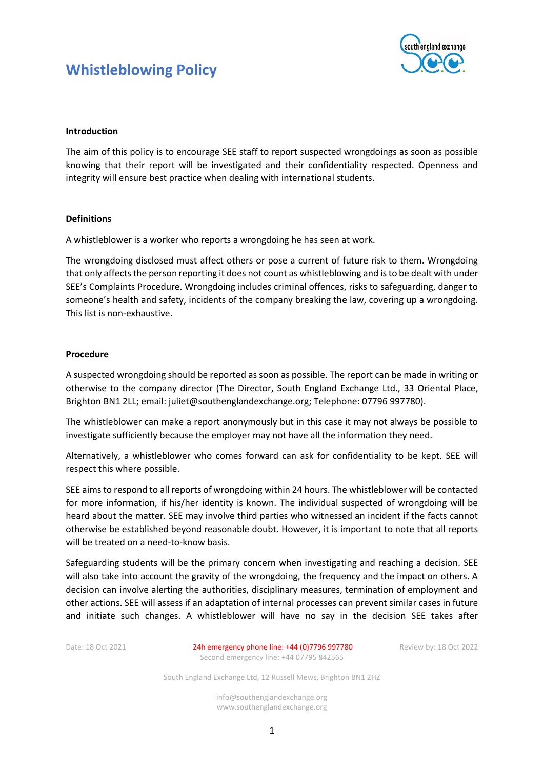# Whistleblowing Policy

**Introduction**

The aim of this policy is to encourage SEE staff to report suspected wrongdoings as soon as possible knowing that their report will be investigated and their confidentiality respected. Openness and integrity will ensure best practice when dealing with international students.

**Definitions**

A whistleblower is a worker who reports a wrongdoing he has seen at work.

The wrongdoing disclosed must affect others or pose a current of future risk to them. Wrongdoing that only affects the person reporting it does not count as whistleblowing and is to be dealt with under SEE's Complaints Procedure. Wrongdoing includes criminal offences, risks to safeguarding, danger to someone's health and safety, incidents of the company breaking the law, covering up a wrongdoing. This list is non-exhaustive.

**Procedure**

A suspected wrongdoing should be reported as soon as possible. The report can be made in writing or otherwise to the company director (The Director, South England Exchange Ltd., 33 Oriental Place, Brighton BN1 2LL; email: juliet@southenglandexchange.org; Telephone: 07796 997780).

The whistleblower can make a report anonymously but in this case it may not always be possible to investigate sufficiently because the employer may not have all the information they need.

Alternatively, a whistleblower who comes forward can ask for confidentiality to be kept. SEE will respect this where possible.

SEE aims to respond to all reports of wrongdoing within 24 hours. The whistleblower will be contacted for more information, if his/her identity is known. The individual suspected of wrongdoing will be heard about the matter. SEE may involve third parties who witnessed an incident if the facts cannot otherwise be established beyond reasonable doubt. However, it is important to note that all reports will be treated on a need-to-know basis.

Safeguarding students will be the primary concern when investigating and reaching a decision. SEE will also take into account the gravity of the wrongdoing, the frequency and the impact on others. A decision can involve alerting the authorities, disciplinary measures, termination of employment and other actions. SEE will assess if an adaptation of internal processes can prevent similar cases in future and initiate such changes. A whistleblower will have no say in the decision SEE takes after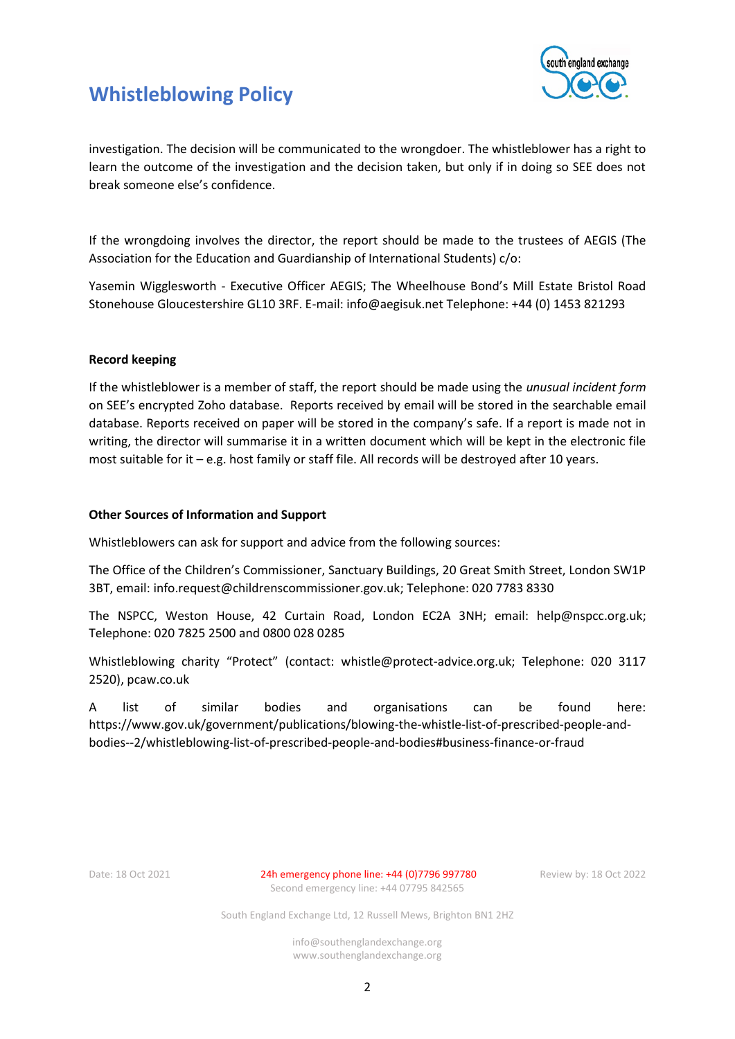investigation. The decision will be communicated to the wrongdoer. The whistleblower has a right to learn the outcome of the investigation and the decision taken, but only if in doing so SEE does not break someone else's confidence.

If the wrongdoing involves the director, the report should be made to the trustees of AEGIS (The Association for the Education and Guardianship of International Students) c/o:

Yasemin Wigglesworth - Executive Officer AEGIS; The Wheelhouse Bond's Mill Estate Bristol Road Stonehouse Gloucestershire GL10 3RF. E-mail: info@aegisuk.net Telephone: +44 (0) 1453 821293

**Record keeping**

If the whistleblower is a member of staff, the report should be made using the *unusual incident form* on SEE's encrypted Zoho database. Reports received by email will be stored in the searchable email database. Reports received on paper will be stored in the company's safe. If a report is made not in writing, the director will summarise it in a written document which will be kept in the electronic file most suitable for it – e.g. host family or staff file. All records will be destroyed after 10 years.

**Other Sources of Information and Support**

Whistleblowers can ask for support and advice from the following sources:

The Office of the Children's Commissioner, Sanctuary Buildings, 20 Great Smith Street, London SW1P 3BT, email: info.request@childrenscommissioner.gov.uk; Telephone: 020 7783 8330

The NSPCC, Weston House, 42 Curtain Road, London EC2A 3NH; email: help@nspcc.org.uk; Telephone: 020 7825 2500 and 0800 028 0285

Whistleblowing charity "Protect" (contact: whistle@protect-advice.org.uk; Telephone: 020 3117 2520), pcaw.co.uk

A list of similar bodies and organisations can be found here: https://www.gov.uk/government/publications/blowing-the-whistle-list-of-prescribed-people-and-bodies--2/whistleblowing-list-of-prescribed-people-and-bodies#business-finance-or-fraud